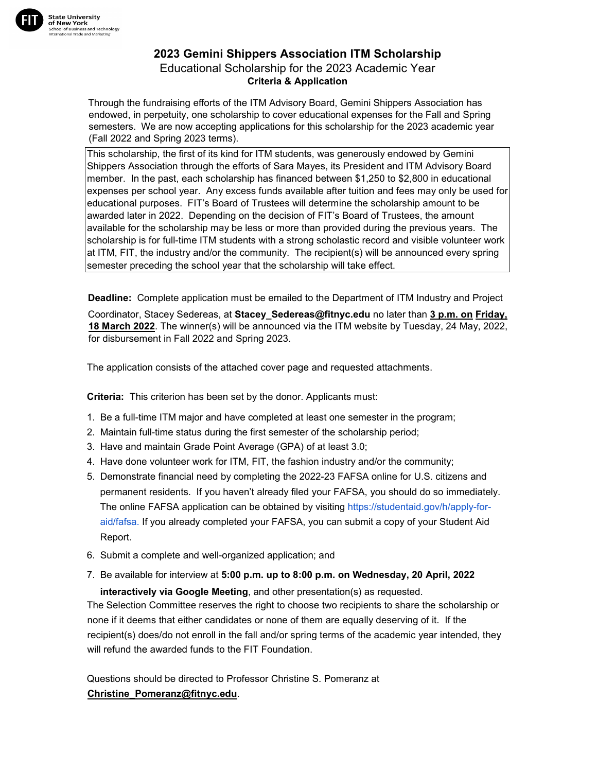FIT State University of New York
School of Business and Technology
International Trade and Marketing

# 2023 Gemini Shippers Association ITM Scholarship

## Educational Scholarship for the 2023 Academic Year

### Criteria & Application

Through the fundraising efforts of the ITM Advisory Board, Gemini Shippers Association has endowed, in perpetuity, one scholarship to cover educational expenses for the Fall and Spring semesters. We are now accepting applications for this scholarship for the 2023 academic year (Fall 2022 and Spring 2023 terms).

This scholarship, the first of its kind for ITM students, was generously endowed by Gemini Shippers Association through the efforts of Sara Mayes, its President and ITM Advisory Board member. In the past, each scholarship has financed between $1,250 to $2,800 in educational expenses per school year. Any excess funds available after tuition and fees may only be used for educational purposes. FIT's Board of Trustees will determine the scholarship amount to be awarded later in 2022. Depending on the decision of FIT's Board of Trustees, the amount available for the scholarship may be less or more than provided during the previous years. The scholarship is for full-time ITM students with a strong scholastic record and visible volunteer work at ITM, FIT, the industry and/or the community. The recipient(s) will be announced every spring semester preceding the school year that the scholarship will take effect.

**Deadline:** Complete application must be emailed to the Department of ITM Industry and Project Coordinator, Stacey Sedereas, at **Stacey_Sedereas@fitnyc.edu** no later than **3 p.m. on Friday, 18 March 2022**. The winner(s) will be announced via the ITM website by Tuesday, 24 May, 2022, for disbursement in Fall 2022 and Spring 2023.

The application consists of the attached cover page and requested attachments.

**Criteria:** This criterion has been set by the donor. Applicants must:

1. Be a full-time ITM major and have completed at least one semester in the program;
2. Maintain full-time status during the first semester of the scholarship period;
3. Have and maintain Grade Point Average (GPA) of at least 3.0;
4. Have done volunteer work for ITM, FIT, the fashion industry and/or the community;
5. Demonstrate financial need by completing the 2022-23 FAFSA online for U.S. citizens and permanent residents. If you haven't already filed your FAFSA, you should do so immediately. The online FAFSA application can be obtained by visiting https://studentaid.gov/h/apply-for-aid/fafsa. If you already completed your FAFSA, you can submit a copy of your Student Aid Report.
6. Submit a complete and well-organized application; and
7. Be available for interview at **5:00 p.m. up to 8:00 p.m. on Wednesday, 20 April, 2022 interactively via Google Meeting**, and other presentation(s) as requested.

The Selection Committee reserves the right to choose two recipients to share the scholarship or none if it deems that either candidates or none of them are equally deserving of it. If the recipient(s) does/do not enroll in the fall and/or spring terms of the academic year intended, they will refund the awarded funds to the FIT Foundation.

Questions should be directed to Professor Christine S. Pomeranz at **Christine_Pomeranz@fitnyc.edu**.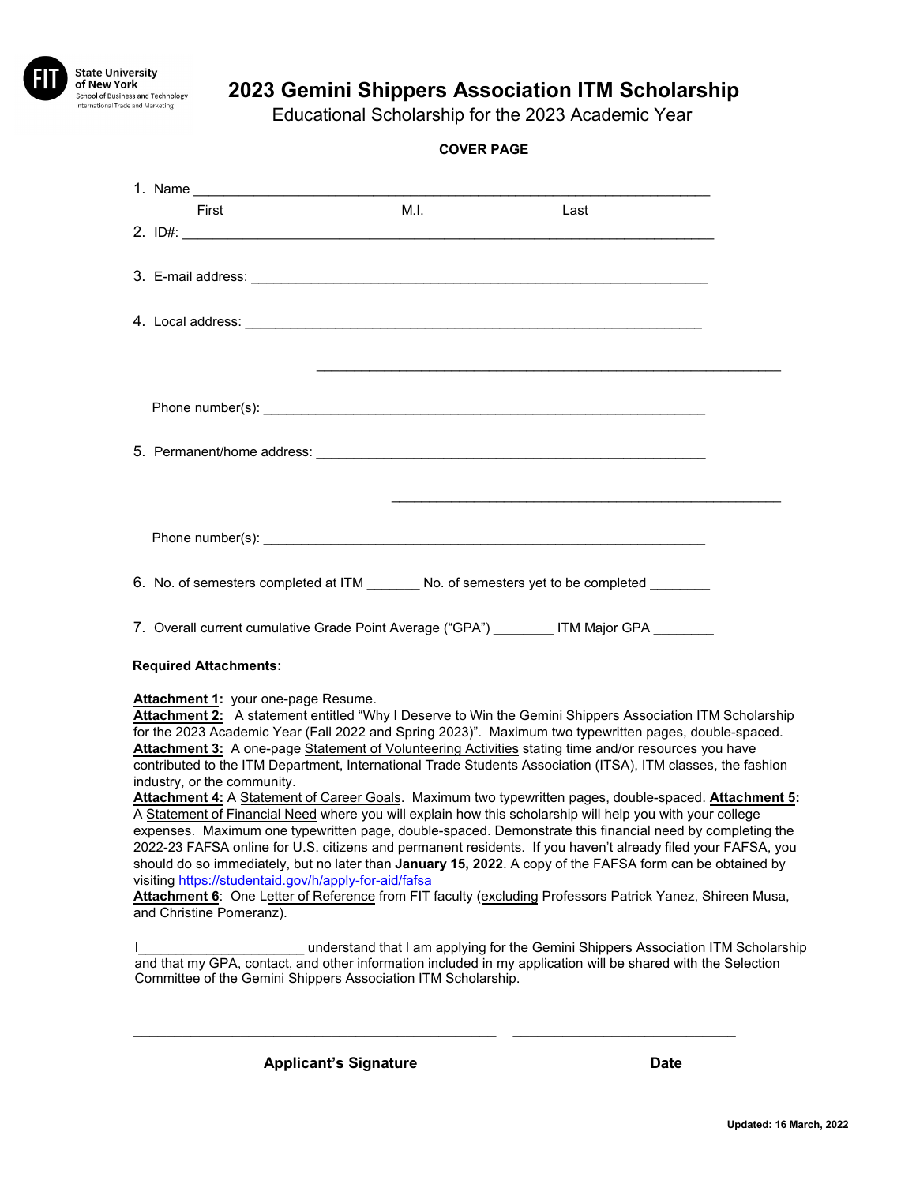State University of New York
School of Business and Technology
International Trade and Marketing

# 2023 Gemini Shippers Association ITM Scholarship

Educational Scholarship for the 2023 Academic Year

**COVER PAGE**

1. Name ______________________________________________________________
   First M.I. Last
2. ID#: ______________________________________________________________

3. E-mail address: _______________________________________________________

4. Local address: _______________________________________________________

   _______________________________________________________

   Phone number(s): _______________________________________________________

5. Permanent/home address: _______________________________________________

   _______________________________________________

   Phone number(s): _______________________________________________________

6. No. of semesters completed at ITM _______ No. of semesters yet to be completed ________

7. Overall current cumulative Grade Point Average ("GPA") ________ ITM Major GPA ________

**Required Attachments:**

**Attachment 1:** your one-page Resume.
**Attachment 2:** A statement entitled "Why I Deserve to Win the Gemini Shippers Association ITM Scholarship for the 2023 Academic Year (Fall 2022 and Spring 2023)". Maximum two typewritten pages, double-spaced.
**Attachment 3:** A one-page Statement of Volunteering Activities stating time and/or resources you have contributed to the ITM Department, International Trade Students Association (ITSA), ITM classes, the fashion industry, or the community.
**Attachment 4:** A Statement of Career Goals. Maximum two typewritten pages, double-spaced. **Attachment 5:** A Statement of Financial Need where you will explain how this scholarship will help you with your college expenses. Maximum one typewritten page, double-spaced. Demonstrate this financial need by completing the 2022-23 FAFSA online for U.S. citizens and permanent residents. If you haven't already filed your FAFSA, you should do so immediately, but no later than **January 15, 2022**. A copy of the FAFSA form can be obtained by visiting https://studentaid.gov/h/apply-for-aid/fafsa
**Attachment 6**: One Letter of Reference from FIT faculty (excluding Professors Patrick Yanez, Shireen Musa, and Christine Pomeranz).

I______________________ understand that I am applying for the Gemini Shippers Association ITM Scholarship and that my GPA, contact, and other information included in my application will be shared with the Selection Committee of the Gemini Shippers Association ITM Scholarship.

______________________________________________ ____________________________

**Applicant's Signature** **Date**

**Updated: 16 March, 2022**